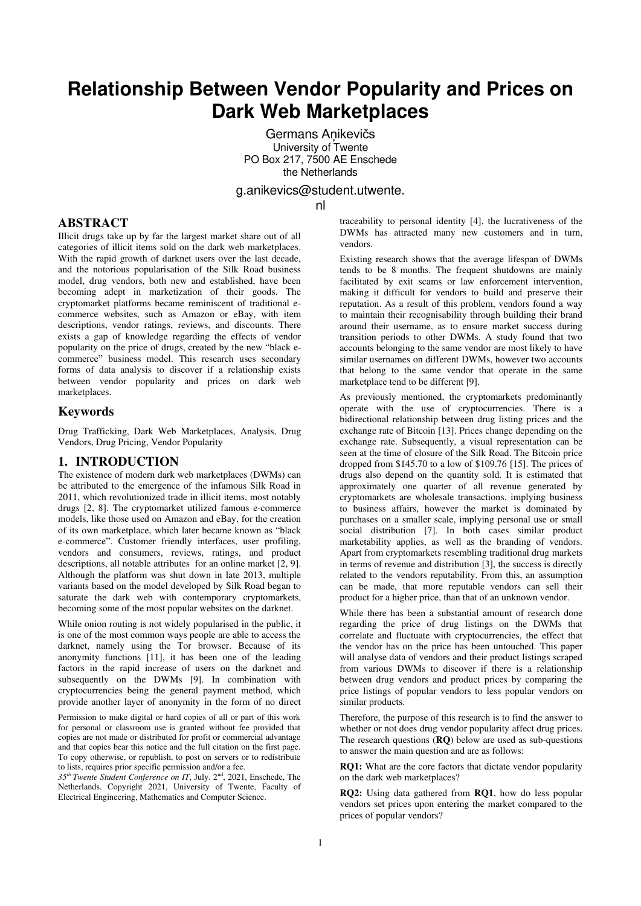# Relationship Between Vendor Popularity and Prices on Dark Web Marketplaces

Germans Aņikevičs
University of Twente
PO Box 217, 7500 AE Enschede
the Netherlands

g.anikevics@student.utwente.nl

## ABSTRACT

Illicit drugs take up by far the largest market share out of all categories of illicit items sold on the dark web marketplaces. With the rapid growth of darknet users over the last decade, and the notorious popularisation of the Silk Road business model, drug vendors, both new and established, have been becoming adept in marketization of their goods. The cryptomarket platforms became reminiscent of traditional e-commerce websites, such as Amazon or eBay, with item descriptions, vendor ratings, reviews, and discounts. There exists a gap of knowledge regarding the effects of vendor popularity on the price of drugs, created by the new "black e-commerce" business model. This research uses secondary forms of data analysis to discover if a relationship exists between vendor popularity and prices on dark web marketplaces.

## Keywords

Drug Trafficking, Dark Web Marketplaces, Analysis, Drug Vendors, Drug Pricing, Vendor Popularity

## 1. INTRODUCTION

The existence of modern dark web marketplaces (DWMs) can be attributed to the emergence of the infamous Silk Road in 2011, which revolutionized trade in illicit items, most notably drugs [2, 8]. The cryptomarket utilized famous e-commerce models, like those used on Amazon and eBay, for the creation of its own marketplace, which later became known as "black e-commerce". Customer friendly interfaces, user profiling, vendors and consumers, reviews, ratings, and product descriptions, all notable attributes for an online market [2, 9]. Although the platform was shut down in late 2013, multiple variants based on the model developed by Silk Road began to saturate the dark web with contemporary cryptomarkets, becoming some of the most popular websites on the darknet.

While onion routing is not widely popularised in the public, it is one of the most common ways people are able to access the darknet, namely using the Tor browser. Because of its anonymity functions [11], it has been one of the leading factors in the rapid increase of users on the darknet and subsequently on the DWMs [9]. In combination with cryptocurrencies being the general payment method, which provide another layer of anonymity in the form of no direct traceability to personal identity [4], the lucrativeness of the DWMs has attracted many new customers and in turn, vendors.

Existing research shows that the average lifespan of DWMs tends to be 8 months. The frequent shutdowns are mainly facilitated by exit scams or law enforcement intervention, making it difficult for vendors to build and preserve their reputation. As a result of this problem, vendors found a way to maintain their recognisability through building their brand around their username, as to ensure market success during transition periods to other DWMs. A study found that two accounts belonging to the same vendor are most likely to have similar usernames on different DWMs, however two accounts that belong to the same vendor that operate in the same marketplace tend to be different [9].

As previously mentioned, the cryptomarkets predominantly operate with the use of cryptocurrencies. There is a bidirectional relationship between drug listing prices and the exchange rate of Bitcoin [13]. Prices change depending on the exchange rate. Subsequently, a visual representation can be seen at the time of closure of the Silk Road. The Bitcoin price dropped from $145.70 to a low of $109.76 [15]. The prices of drugs also depend on the quantity sold. It is estimated that approximately one quarter of all revenue generated by cryptomarkets are wholesale transactions, implying business to business affairs, however the market is dominated by purchases on a smaller scale, implying personal use or small social distribution [7]. In both cases similar product marketability applies, as well as the branding of vendors. Apart from cryptomarkets resembling traditional drug markets in terms of revenue and distribution [3], the success is directly related to the vendors reputability. From this, an assumption can be made, that more reputable vendors can sell their product for a higher price, than that of an unknown vendor.

While there has been a substantial amount of research done regarding the price of drug listings on the DWMs that correlate and fluctuate with cryptocurrencies, the effect that the vendor has on the price has been untouched. This paper will analyse data of vendors and their product listings scraped from various DWMs to discover if there is a relationship between drug vendors and product prices by comparing the price listings of popular vendors to less popular vendors on similar products.

Therefore, the purpose of this research is to find the answer to whether or not does drug vendor popularity affect drug prices. The research questions (**RQ**) below are used as sub-questions to answer the main question and are as follows:

**RQ1:** What are the core factors that dictate vendor popularity on the dark web marketplaces?

**RQ2:** Using data gathered from **RQ1**, how do less popular vendors set prices upon entering the market compared to the prices of popular vendors?

Permission to make digital or hard copies of all or part of this work for personal or classroom use is granted without fee provided that copies are not made or distributed for profit or commercial advantage and that copies bear this notice and the full citation on the first page. To copy otherwise, or republish, to post on servers or to redistribute to lists, requires prior specific permission and/or a fee.
*35th Twente Student Conference on IT*, July. 2nd, 2021, Enschede, The Netherlands. Copyright 2021, University of Twente, Faculty of Electrical Engineering, Mathematics and Computer Science.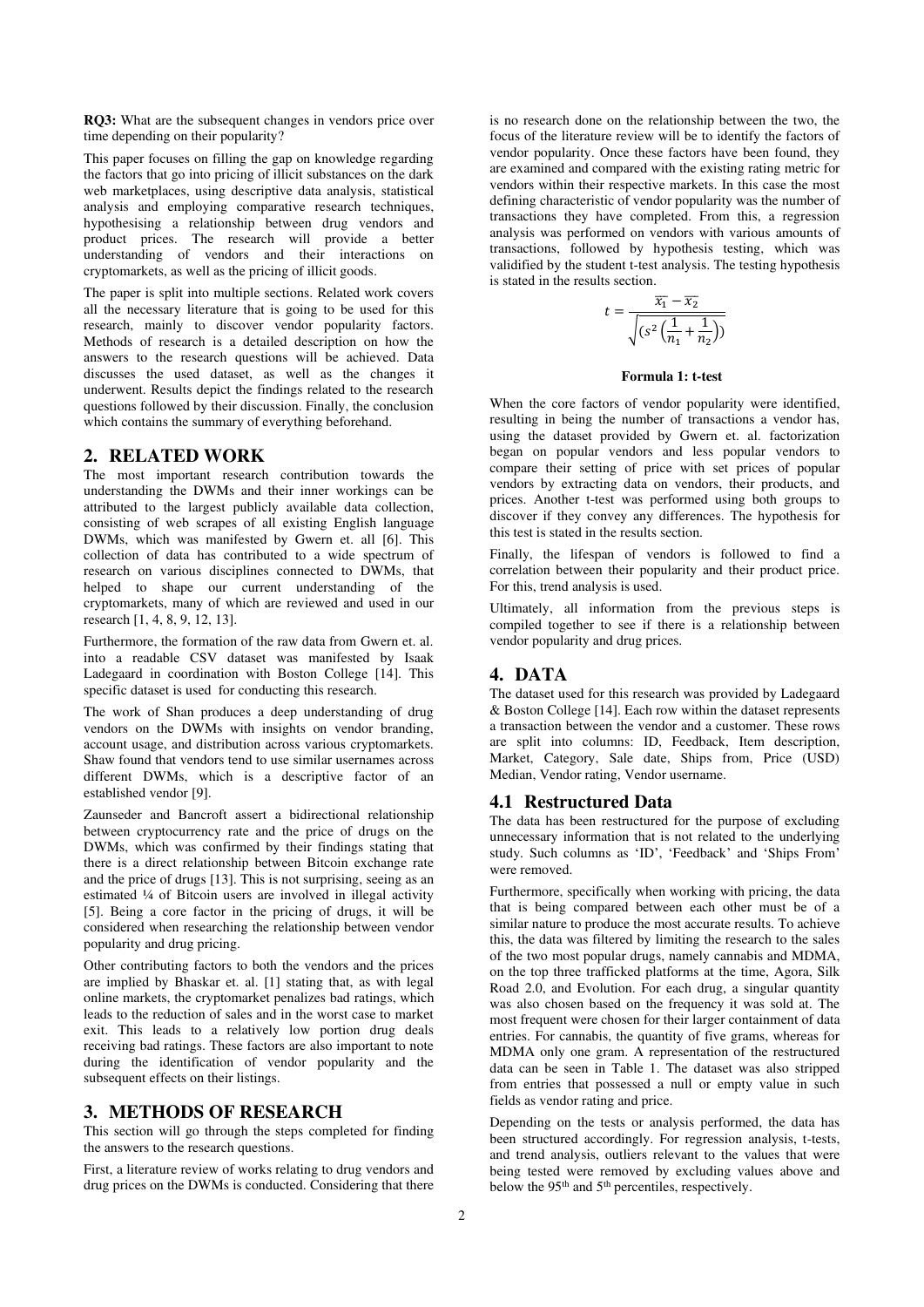**RQ3:** What are the subsequent changes in vendors price over time depending on their popularity?

This paper focuses on filling the gap on knowledge regarding the factors that go into pricing of illicit substances on the dark web marketplaces, using descriptive data analysis, statistical analysis and employing comparative research techniques, hypothesising a relationship between drug vendors and product prices. The research will provide a better understanding of vendors and their interactions on cryptomarkets, as well as the pricing of illicit goods.

The paper is split into multiple sections. Related work covers all the necessary literature that is going to be used for this research, mainly to discover vendor popularity factors. Methods of research is a detailed description on how the answers to the research questions will be achieved. Data discusses the used dataset, as well as the changes it underwent. Results depict the findings related to the research questions followed by their discussion. Finally, the conclusion which contains the summary of everything beforehand.

## 2. RELATED WORK

The most important research contribution towards the understanding the DWMs and their inner workings can be attributed to the largest publicly available data collection, consisting of web scrapes of all existing English language DWMs, which was manifested by Gwern et. all [6]. This collection of data has contributed to a wide spectrum of research on various disciplines connected to DWMs, that helped to shape our current understanding of the cryptomarkets, many of which are reviewed and used in our research [1, 4, 8, 9, 12, 13].

Furthermore, the formation of the raw data from Gwern et. al. into a readable CSV dataset was manifested by Isaak Ladegaard in coordination with Boston College [14]. This specific dataset is used for conducting this research.

The work of Shan produces a deep understanding of drug vendors on the DWMs with insights on vendor branding, account usage, and distribution across various cryptomarkets. Shaw found that vendors tend to use similar usernames across different DWMs, which is a descriptive factor of an established vendor [9].

Zaunseder and Bancroft assert a bidirectional relationship between cryptocurrency rate and the price of drugs on the DWMs, which was confirmed by their findings stating that there is a direct relationship between Bitcoin exchange rate and the price of drugs [13]. This is not surprising, seeing as an estimated ¼ of Bitcoin users are involved in illegal activity [5]. Being a core factor in the pricing of drugs, it will be considered when researching the relationship between vendor popularity and drug pricing.

Other contributing factors to both the vendors and the prices are implied by Bhaskar et. al. [1] stating that, as with legal online markets, the cryptomarket penalizes bad ratings, which leads to the reduction of sales and in the worst case to market exit. This leads to a relatively low portion drug deals receiving bad ratings. These factors are also important to note during the identification of vendor popularity and the subsequent effects on their listings.

## 3. METHODS OF RESEARCH

This section will go through the steps completed for finding the answers to the research questions.

First, a literature review of works relating to drug vendors and drug prices on the DWMs is conducted. Considering that there is no research done on the relationship between the two, the focus of the literature review will be to identify the factors of vendor popularity. Once these factors have been found, they are examined and compared with the existing rating metric for vendors within their respective markets. In this case the most defining characteristic of vendor popularity was the number of transactions they have completed. From this, a regression analysis was performed on vendors with various amounts of transactions, followed by hypothesis testing, which was validified by the student t-test analysis. The testing hypothesis is stated in the results section.

$$t = \frac{\overline{x_1} - \overline{x_2}}{\sqrt{(s^2\left(\frac{1}{n_1} + \frac{1}{n_2}\right))}}$$

**Formula 1: t-test**

When the core factors of vendor popularity were identified, resulting in being the number of transactions a vendor has, using the dataset provided by Gwern et. al. factorization began on popular vendors and less popular vendors to compare their setting of price with set prices of popular vendors by extracting data on vendors, their products, and prices. Another t-test was performed using both groups to discover if they convey any differences. The hypothesis for this test is stated in the results section.

Finally, the lifespan of vendors is followed to find a correlation between their popularity and their product price. For this, trend analysis is used.

Ultimately, all information from the previous steps is compiled together to see if there is a relationship between vendor popularity and drug prices.

## 4. DATA

The dataset used for this research was provided by Ladegaard & Boston College [14]. Each row within the dataset represents a transaction between the vendor and a customer. These rows are split into columns: ID, Feedback, Item description, Market, Category, Sale date, Ships from, Price (USD) Median, Vendor rating, Vendor username.

### 4.1 Restructured Data

The data has been restructured for the purpose of excluding unnecessary information that is not related to the underlying study. Such columns as 'ID', 'Feedback' and 'Ships From' were removed.

Furthermore, specifically when working with pricing, the data that is being compared between each other must be of a similar nature to produce the most accurate results. To achieve this, the data was filtered by limiting the research to the sales of the two most popular drugs, namely cannabis and MDMA, on the top three trafficked platforms at the time, Agora, Silk Road 2.0, and Evolution. For each drug, a singular quantity was also chosen based on the frequency it was sold at. The most frequent were chosen for their larger containment of data entries. For cannabis, the quantity of five grams, whereas for MDMA only one gram. A representation of the restructured data can be seen in Table 1. The dataset was also stripped from entries that possessed a null or empty value in such fields as vendor rating and price.

Depending on the tests or analysis performed, the data has been structured accordingly. For regression analysis, t-tests, and trend analysis, outliers relevant to the values that were being tested were removed by excluding values above and below the 95th and 5th percentiles, respectively.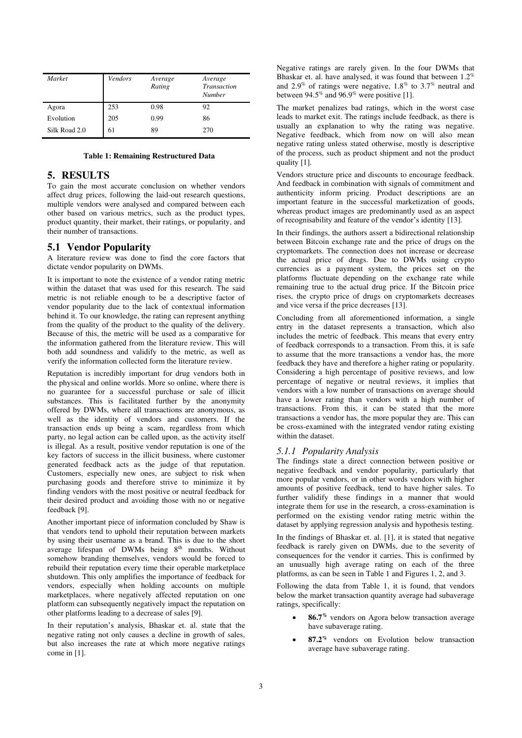| *Market* | *Vendors* | *Average Rating* | *Average Transaction Number* |
|---|---|---|---|
| Agora | 253 | 0.98 | 92 |
| Evolution | 205 | 0.99 | 86 |
| Silk Road 2.0 | 61 | 89 | 270 |

**Table 1: Remaining Restructured Data**

# 5. RESULTS

To gain the most accurate conclusion on whether vendors affect drug prices, following the laid-out research questions, multiple vendors were analysed and compared between each other based on various metrics, such as the product types, product quantity, their market, their ratings, or popularity, and their number of transactions.

## 5.1 Vendor Popularity

A literature review was done to find the core factors that dictate vendor popularity on DWMs.

It is important to note the existence of a vendor rating metric within the dataset that was used for this research. The said metric is not reliable enough to be a descriptive factor of vendor popularity due to the lack of contextual information behind it. To our knowledge, the rating can represent anything from the quality of the product to the quality of the delivery. Because of this, the metric will be used as a comparative for the information gathered from the literature review. This will both add soundness and validify to the metric, as well as verify the information collected form the literature review.

Reputation is incredibly important for drug vendors both in the physical and online worlds. More so online, where there is no guarantee for a successful purchase or sale of illicit substances. This is facilitated further by the anonymity offered by DWMs, where all transactions are anonymous, as well as the identity of vendors and customers. If the transaction ends up being a scam, regardless from which party, no legal action can be called upon, as the activity itself is illegal. As a result, positive vendor reputation is one of the key factors of success in the illicit business, where customer generated feedback acts as the judge of that reputation. Customers, especially new ones, are subject to risk when purchasing goods and therefore strive to minimize it by finding vendors with the most positive or neutral feedback for their desired product and avoiding those with no or negative feedback [9].

Another important piece of information concluded by Shaw is that vendors tend to uphold their reputation between markets by using their username as a brand. This is due to the short average lifespan of DWMs being 8th months. Without somehow branding themselves, vendors would be forced to rebuild their reputation every time their operable marketplace shutdown. This only amplifies the importance of feedback for vendors, especially when holding accounts on multiple marketplaces, where negatively affected reputation on one platform can subsequently negatively impact the reputation on other platforms leading to a decrease of sales [9].

In their reputation's analysis, Bhaskar et. al. state that the negative rating not only causes a decline in growth of sales, but also increases the rate at which more negative ratings come in [1].

Negative ratings are rarely given. In the four DWMs that Bhaskar et. al. have analysed, it was found that between 1.2% and 2.9% of ratings were negative, 1.8% to 3.7% neutral and between 94.5% and 96.9% were positive [1].

The market penalizes bad ratings, which in the worst case leads to market exit. The ratings include feedback, as there is usually an explanation to why the rating was negative. Negative feedback, which from now on will also mean negative rating unless stated otherwise, mostly is descriptive of the process, such as product shipment and not the product quality [1].

Vendors structure price and discounts to encourage feedback. And feedback in combination with signals of commitment and authenticity inform pricing. Product descriptions are an important feature in the successful marketization of goods, whereas product images are predominantly used as an aspect of recognisability and feature of the vendor's identity [13].

In their findings, the authors assert a bidirectional relationship between Bitcoin exchange rate and the price of drugs on the cryptomarkets. The connection does not increase or decrease the actual price of drugs. Due to DWMs using crypto currencies as a payment system, the prices set on the platforms fluctuate depending on the exchange rate while remaining true to the actual drug price. If the Bitcoin price rises, the crypto price of drugs on cryptomarkets decreases and vice versa if the price decreases [13].

Concluding from all aforementioned information, a single entry in the dataset represents a transaction, which also includes the metric of feedback. This means that every entry of feedback corresponds to a transaction. From this, it is safe to assume that the more transactions a vendor has, the more feedback they have and therefore a higher rating or popularity. Considering a high percentage of positive reviews, and low percentage of negative or neutral reviews, it implies that vendors with a low number of transactions on average should have a lower rating than vendors with a high number of transactions. From this, it can be stated that the more transactions a vendor has, the more popular they are. This can be cross-examined with the integrated vendor rating existing within the dataset.

### *5.1.1 Popularity Analysis*

The findings state a direct connection between positive or negative feedback and vendor popularity, particularly that more popular vendors, or in other words vendors with higher amounts of positive feedback, tend to have higher sales. To further validify these findings in a manner that would integrate them for use in the research, a cross-examination is performed on the existing vendor rating metric within the dataset by applying regression analysis and hypothesis testing.

In the findings of Bhaskar et. al. [1], it is stated that negative feedback is rarely given on DWMs, due to the severity of consequences for the vendor it carries. This is confirmed by an unusually high average rating on each of the three platforms, as can be seen in Table 1 and Figures 1, 2, and 3.

Following the data from Table 1, it is found, that vendors below the market transaction quantity average had subaverage ratings, specifically:

- **86.7%** vendors on Agora below transaction average have subaverage rating.
- **87.2%** vendors on Evolution below transaction average have subaverage rating.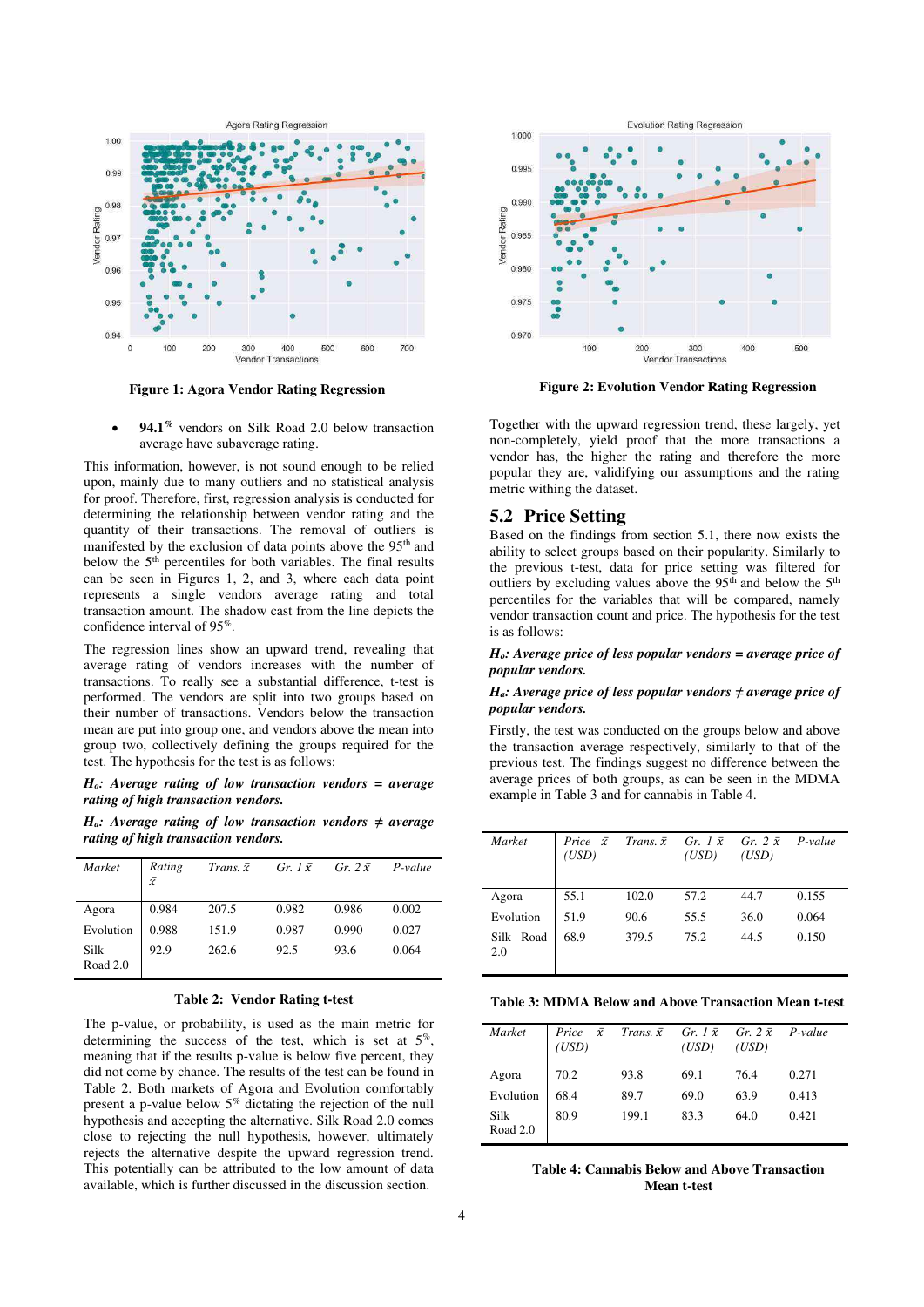Figure 1: Agora Vendor Rating Regression

Figure 2: Evolution Vendor Rating Regression

- **94.1%** vendors on Silk Road 2.0 below transaction average have subaverage rating.

This information, however, is not sound enough to be relied upon, mainly due to many outliers and no statistical analysis for proof. Therefore, first, regression analysis is conducted for determining the relationship between vendor rating and the quantity of their transactions. The removal of outliers is manifested by the exclusion of data points above the 95th and below the 5th percentiles for both variables. The final results can be seen in Figures 1, 2, and 3, where each data point represents a single vendors average rating and total transaction amount. The shadow cast from the line depicts the confidence interval of 95%.

The regression lines show an upward trend, revealing that average rating of vendors increases with the number of transactions. To really see a substantial difference, t-test is performed. The vendors are split into two groups based on their number of transactions. Vendors below the transaction mean are put into group one, and vendors above the mean into group two, collectively defining the groups required for the test. The hypothesis for the test is as follows:

***$H_o$: Average rating of low transaction vendors = average rating of high transaction vendors.***

***$H_a$: Average rating of low transaction vendors ≠ average rating of high transaction vendors.***

| Market | Rating $\bar{x}$ | Trans. $\bar{x}$ | Gr. 1 $\bar{x}$ | Gr. 2 $\bar{x}$ | P-value |
|---|---|---|---|---|---|
| Agora | 0.984 | 207.5 | 0.982 | 0.986 | 0.002 |
| Evolution | 0.988 | 151.9 | 0.987 | 0.990 | 0.027 |
| Silk Road 2.0 | 92.9 | 262.6 | 92.5 | 93.6 | 0.064 |

**Table 2: Vendor Rating t-test**

The p-value, or probability, is used as the main metric for determining the success of the test, which is set at 5%, meaning that if the results p-value is below five percent, they did not come by chance. The results of the test can be found in Table 2. Both markets of Agora and Evolution comfortably present a p-value below 5% dictating the rejection of the null hypothesis and accepting the alternative. Silk Road 2.0 comes close to rejecting the null hypothesis, however, ultimately rejects the alternative despite the upward regression trend. This potentially can be attributed to the low amount of data available, which is further discussed in the discussion section.

Together with the upward regression trend, these largely, yet non-completely, yield proof that the more transactions a vendor has, the higher the rating and therefore the more popular they are, validifying our assumptions and the rating metric withing the dataset.

## 5.2 Price Setting

Based on the findings from section 5.1, there now exists the ability to select groups based on their popularity. Similarly to the previous t-test, data for price setting was filtered for outliers by excluding values above the 95th and below the 5th percentiles for the variables that will be compared, namely vendor transaction count and price. The hypothesis for the test is as follows:

***$H_o$: Average price of less popular vendors = average price of popular vendors.***

***$H_a$: Average price of less popular vendors ≠ average price of popular vendors.***

Firstly, the test was conducted on the groups below and above the transaction average respectively, similarly to that of the previous test. The findings suggest no difference between the average prices of both groups, as can be seen in the MDMA example in Table 3 and for cannabis in Table 4.

| Market | Price $\bar{x}$ (USD) | Trans. $\bar{x}$ | Gr. 1 $\bar{x}$ (USD) | Gr. 2 $\bar{x}$ (USD) | P-value |
|---|---|---|---|---|---|
| Agora | 55.1 | 102.0 | 57.2 | 44.7 | 0.155 |
| Evolution | 51.9 | 90.6 | 55.5 | 36.0 | 0.064 |
| Silk Road 2.0 | 68.9 | 379.5 | 75.2 | 44.5 | 0.150 |

**Table 3: MDMA Below and Above Transaction Mean t-test**

| Market | Price $\bar{x}$ (USD) | Trans. $\bar{x}$ | Gr. 1 $\bar{x}$ (USD) | Gr. 2 $\bar{x}$ (USD) | P-value |
|---|---|---|---|---|---|
| Agora | 70.2 | 93.8 | 69.1 | 76.4 | 0.271 |
| Evolution | 68.4 | 89.7 | 69.0 | 63.9 | 0.413 |
| Silk Road 2.0 | 80.9 | 199.1 | 83.3 | 64.0 | 0.421 |

**Table 4: Cannabis Below and Above Transaction Mean t-test**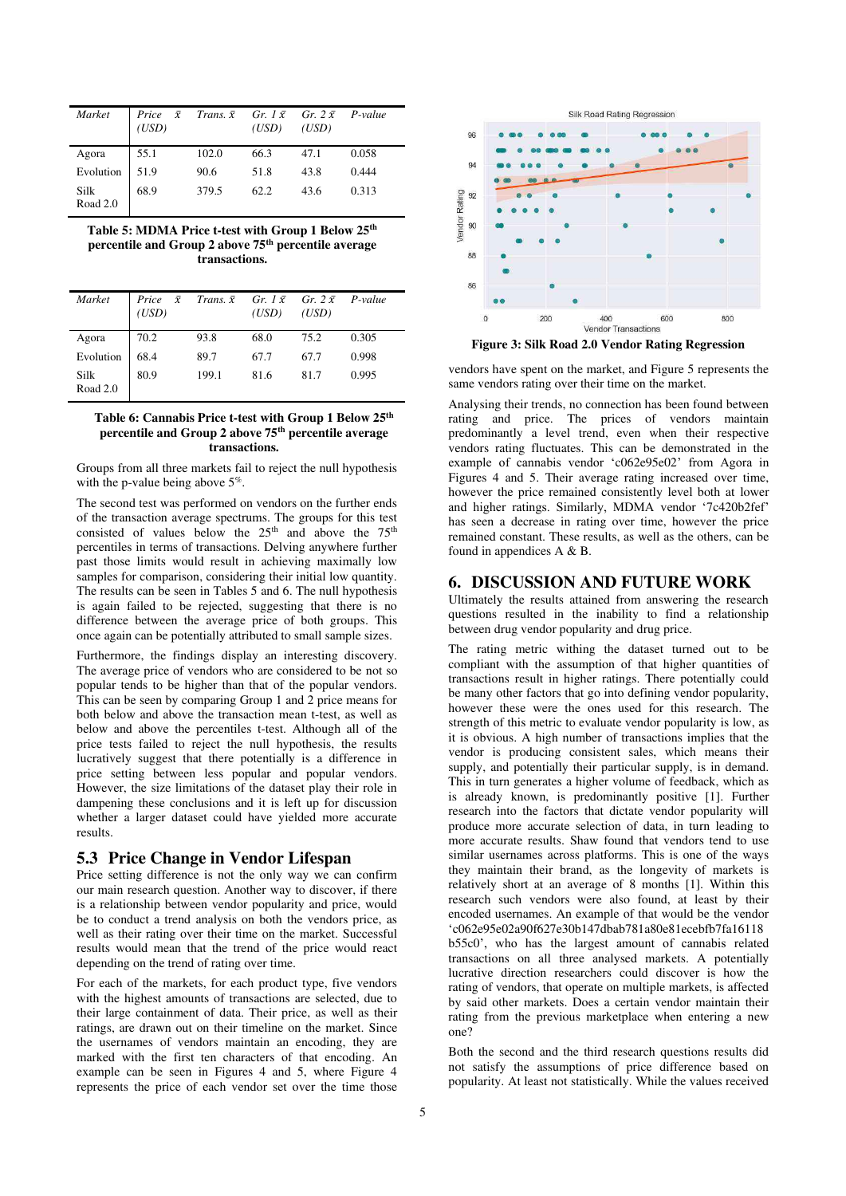| *Market* | *Price $\bar{x}$ (USD)* | *Trans. $\bar{x}$* | *Gr. 1 $\bar{x}$ (USD)* | *Gr. 2 $\bar{x}$ (USD)* | *P-value* |
|---|---|---|---|---|---|
| Agora | 55.1 | 102.0 | 66.3 | 47.1 | 0.058 |
| Evolution | 51.9 | 90.6 | 51.8 | 43.8 | 0.444 |
| Silk Road 2.0 | 68.9 | 379.5 | 62.2 | 43.6 | 0.313 |

**Table 5: MDMA Price t-test with Group 1 Below 25th percentile and Group 2 above 75th percentile average transactions.**

| *Market* | *Price $\bar{x}$ (USD)* | *Trans. $\bar{x}$* | *Gr. 1 $\bar{x}$ (USD)* | *Gr. 2 $\bar{x}$ (USD)* | *P-value* |
|---|---|---|---|---|---|
| Agora | 70.2 | 93.8 | 68.0 | 75.2 | 0.305 |
| Evolution | 68.4 | 89.7 | 67.7 | 67.7 | 0.998 |
| Silk Road 2.0 | 80.9 | 199.1 | 81.6 | 81.7 | 0.995 |

**Table 6: Cannabis Price t-test with Group 1 Below 25th percentile and Group 2 above 75th percentile average transactions.**

Groups from all three markets fail to reject the null hypothesis with the p-value being above 5%.

The second test was performed on vendors on the further ends of the transaction average spectrums. The groups for this test consisted of values below the 25th and above the 75th percentiles in terms of transactions. Delving anywhere further past those limits would result in achieving maximally low samples for comparison, considering their initial low quantity. The results can be seen in Tables 5 and 6. The null hypothesis is again failed to be rejected, suggesting that there is no difference between the average price of both groups. This once again can be potentially attributed to small sample sizes.

Furthermore, the findings display an interesting discovery. The average price of vendors who are considered to be not so popular tends to be higher than that of the popular vendors. This can be seen by comparing Group 1 and 2 price means for both below and above the transaction mean t-test, as well as below and above the percentiles t-test. Although all of the price tests failed to reject the null hypothesis, the results lucratively suggest that there potentially is a difference in price setting between less popular and popular vendors. However, the size limitations of the dataset play their role in dampening these conclusions and it is left up for discussion whether a larger dataset could have yielded more accurate results.

## 5.3 Price Change in Vendor Lifespan

Price setting difference is not the only way we can confirm our main research question. Another way to discover, if there is a relationship between vendor popularity and price, would be to conduct a trend analysis on both the vendors price, as well as their rating over their time on the market. Successful results would mean that the trend of the price would react depending on the trend of rating over time.

For each of the markets, for each product type, five vendors with the highest amounts of transactions are selected, due to their large containment of data. Their price, as well as their ratings, are drawn out on their timeline on the market. Since the usernames of vendors maintain an encoding, they are marked with the first ten characters of that encoding. An example can be seen in Figures 4 and 5, where Figure 4 represents the price of each vendor set over the time those

**Figure 3: Silk Road 2.0 Vendor Rating Regression**

vendors have spent on the market, and Figure 5 represents the same vendors rating over their time on the market.

Analysing their trends, no connection has been found between rating and price. The prices of vendors maintain predominantly a level trend, even when their respective vendors rating fluctuates. This can be demonstrated in the example of cannabis vendor 'c062e95e02' from Agora in Figures 4 and 5. Their average rating increased over time, however the price remained consistently level both at lower and higher ratings. Similarly, MDMA vendor '7c420b2fef' has seen a decrease in rating over time, however the price remained constant. These results, as well as the others, can be found in appendices A & B.

# 6. DISCUSSION AND FUTURE WORK

Ultimately the results attained from answering the research questions resulted in the inability to find a relationship between drug vendor popularity and drug price.

The rating metric withing the dataset turned out to be compliant with the assumption of that higher quantities of transactions result in higher ratings. There potentially could be many other factors that go into defining vendor popularity, however these were the ones used for this research. The strength of this metric to evaluate vendor popularity is low, as it is obvious. A high number of transactions implies that the vendor is producing consistent sales, which means their supply, and potentially their particular supply, is in demand. This in turn generates a higher volume of feedback, which as is already known, is predominantly positive [1]. Further research into the factors that dictate vendor popularity will produce more accurate selection of data, in turn leading to more accurate results. Shaw found that vendors tend to use similar usernames across platforms. This is one of the ways they maintain their brand, as the longevity of markets is relatively short at an average of 8 months [1]. Within this research such vendors were also found, at least by their encoded usernames. An example of that would be the vendor 'c062e95e02a90f627e30b147dbab781a80e81ecebfb7fa16118 b55c0', who has the largest amount of cannabis related transactions on all three analysed markets. A potentially lucrative direction researchers could discover is how the rating of vendors, that operate on multiple markets, is affected by said other markets. Does a certain vendor maintain their rating from the previous marketplace when entering a new one?

Both the second and the third research questions results did not satisfy the assumptions of price difference based on popularity. At least not statistically. While the values received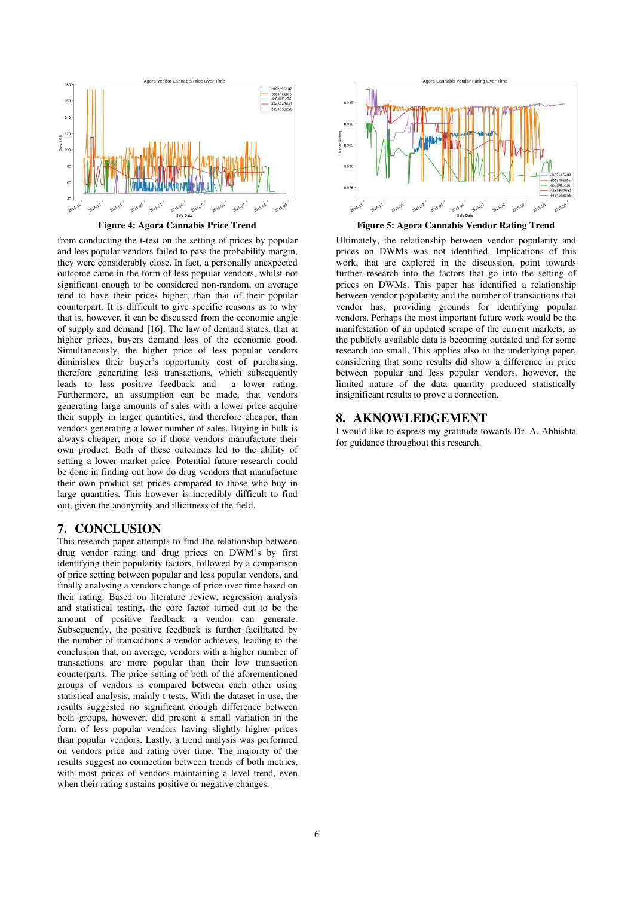Figure 4: Agora Cannabis Price Trend

Figure 5: Agora Cannabis Vendor Rating Trend

from conducting the t-test on the setting of prices by popular and less popular vendors failed to pass the probability margin, they were considerably close. In fact, a personally unexpected outcome came in the form of less popular vendors, whilst not significant enough to be considered non-random, on average tend to have their prices higher, than that of their popular counterpart. It is difficult to give specific reasons as to why that is, however, it can be discussed from the economic angle of supply and demand [16]. The law of demand states, that at higher prices, buyers demand less of the economic good. Simultaneously, the higher price of less popular vendors diminishes their buyer's opportunity cost of purchasing, therefore generating less transactions, which subsequently leads to less positive feedback and a lower rating. Furthermore, an assumption can be made, that vendors generating large amounts of sales with a lower price acquire their supply in larger quantities, and therefore cheaper, than vendors generating a lower number of sales. Buying in bulk is always cheaper, more so if those vendors manufacture their own product. Both of these outcomes led to the ability of setting a lower market price. Potential future research could be done in finding out how do drug vendors that manufacture their own product set prices compared to those who buy in large quantities. This however is incredibly difficult to find out, given the anonymity and illicitness of the field.

## 7. CONCLUSION

This research paper attempts to find the relationship between drug vendor rating and drug prices on DWM's by first identifying their popularity factors, followed by a comparison of price setting between popular and less popular vendors, and finally analysing a vendors change of price over time based on their rating. Based on literature review, regression analysis and statistical testing, the core factor turned out to be the amount of positive feedback a vendor can generate. Subsequently, the positive feedback is further facilitated by the number of transactions a vendor achieves, leading to the conclusion that, on average, vendors with a higher number of transactions are more popular than their low transaction counterparts. The price setting of both of the aforementioned groups of vendors is compared between each other using statistical analysis, mainly t-tests. With the dataset in use, the results suggested no significant enough difference between both groups, however, did present a small variation in the form of less popular vendors having slightly higher prices than popular vendors. Lastly, a trend analysis was performed on vendors price and rating over time. The majority of the results suggest no connection between trends of both metrics, with most prices of vendors maintaining a level trend, even when their rating sustains positive or negative changes.

Ultimately, the relationship between vendor popularity and prices on DWMs was not identified. Implications of this work, that are explored in the discussion, point towards further research into the factors that go into the setting of prices on DWMs. This paper has identified a relationship between vendor popularity and the number of transactions that vendor has, providing grounds for identifying popular vendors. Perhaps the most important future work would be the manifestation of an updated scrape of the current markets, as the publicly available data is becoming outdated and for some research too small. This applies also to the underlying paper, considering that some results did show a difference in price between popular and less popular vendors, however, the limited nature of the data quantity produced statistically insignificant results to prove a connection.

## 8. AKNOWLEDGEMENT

I would like to express my gratitude towards Dr. A. Abhishta for guidance throughout this research.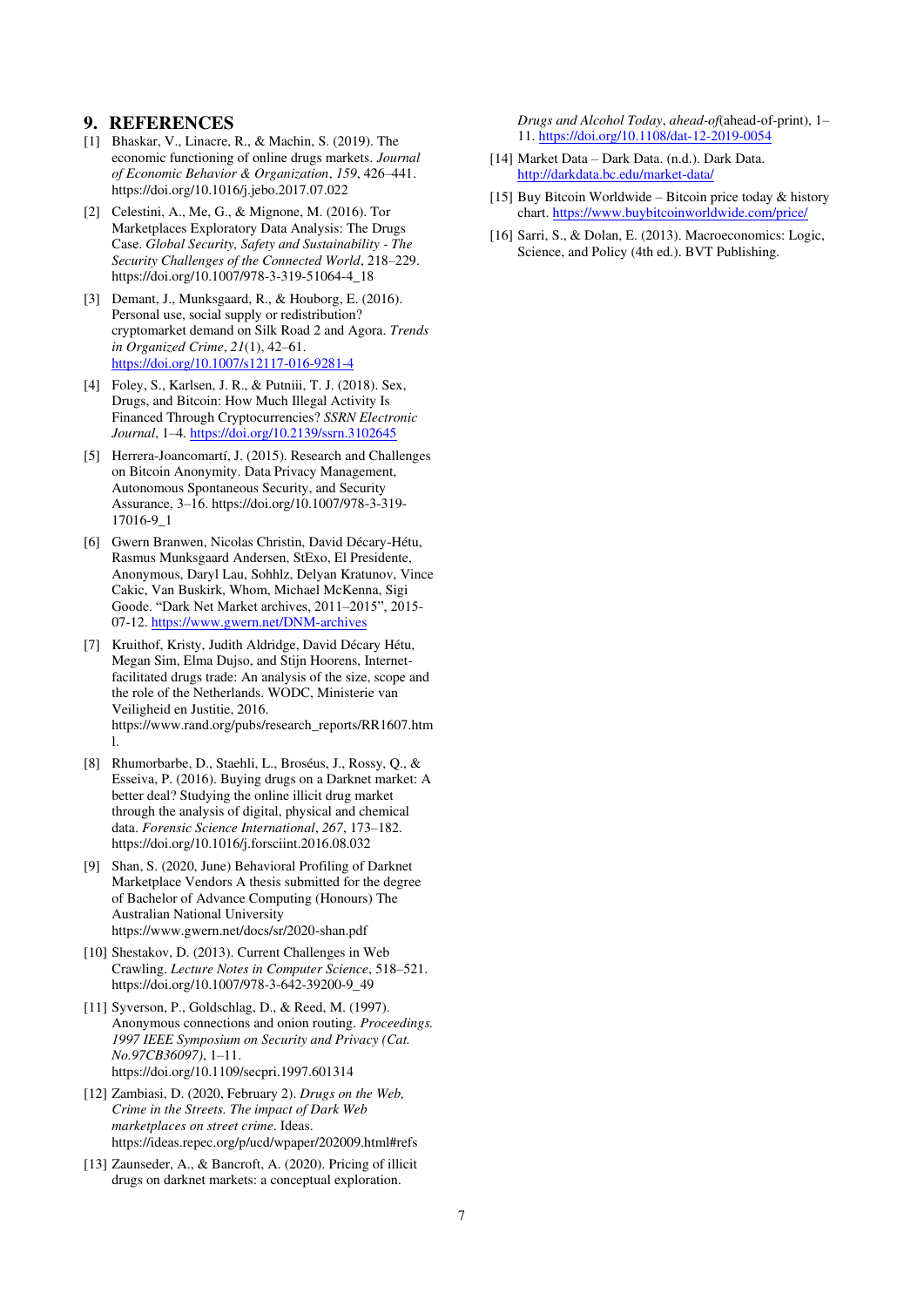## 9. REFERENCES

[1] Bhaskar, V., Linacre, R., & Machin, S. (2019). The economic functioning of online drugs markets. *Journal of Economic Behavior & Organization*, *159*, 426–441. https://doi.org/10.1016/j.jebo.2017.07.022

[2] Celestini, A., Me, G., & Mignone, M. (2016). Tor Marketplaces Exploratory Data Analysis: The Drugs Case. *Global Security, Safety and Sustainability - The Security Challenges of the Connected World*, 218–229. https://doi.org/10.1007/978-3-319-51064-4_18

[3] Demant, J., Munksgaard, R., & Houborg, E. (2016). Personal use, social supply or redistribution? cryptomarket demand on Silk Road 2 and Agora. *Trends in Organized Crime*, *21*(1), 42–61. https://doi.org/10.1007/s12117-016-9281-4

[4] Foley, S., Karlsen, J. R., & Putniii, T. J. (2018). Sex, Drugs, and Bitcoin: How Much Illegal Activity Is Financed Through Cryptocurrencies? *SSRN Electronic Journal*, 1–4. https://doi.org/10.2139/ssrn.3102645

[5] Herrera-Joancomartí, J. (2015). Research and Challenges on Bitcoin Anonymity. Data Privacy Management, Autonomous Spontaneous Security, and Security Assurance, 3–16. https://doi.org/10.1007/978-3-319-17016-9_1

[6] Gwern Branwen, Nicolas Christin, David Décary-Hétu, Rasmus Munksgaard Andersen, StExo, El Presidente, Anonymous, Daryl Lau, Sohhlz, Delyan Kratunov, Vince Cakic, Van Buskirk, Whom, Michael McKenna, Sigi Goode. "Dark Net Market archives, 2011–2015", 2015-07-12. https://www.gwern.net/DNM-archives

[7] Kruithof, Kristy, Judith Aldridge, David Décary Hétu, Megan Sim, Elma Dujso, and Stijn Hoorens, Internet-facilitated drugs trade: An analysis of the size, scope and the role of the Netherlands. WODC, Ministerie van Veiligheid en Justitie, 2016. https://www.rand.org/pubs/research_reports/RR1607.html.

[8] Rhumorbarbe, D., Staehli, L., Broséus, J., Rossy, Q., & Esseiva, P. (2016). Buying drugs on a Darknet market: A better deal? Studying the online illicit drug market through the analysis of digital, physical and chemical data. *Forensic Science International*, *267*, 173–182. https://doi.org/10.1016/j.forsciint.2016.08.032

[9] Shan, S. (2020, June) Behavioral Profiling of Darknet Marketplace Vendors A thesis submitted for the degree of Bachelor of Advance Computing (Honours) The Australian National University https://www.gwern.net/docs/sr/2020-shan.pdf

[10] Shestakov, D. (2013). Current Challenges in Web Crawling. *Lecture Notes in Computer Science*, 518–521. https://doi.org/10.1007/978-3-642-39200-9_49

[11] Syverson, P., Goldschlag, D., & Reed, M. (1997). Anonymous connections and onion routing. *Proceedings. 1997 IEEE Symposium on Security and Privacy (Cat. No.97CB36097)*, 1–11. https://doi.org/10.1109/secpri.1997.601314

[12] Zambiasi, D. (2020, February 2). *Drugs on the Web, Crime in the Streets. The impact of Dark Web marketplaces on street crime*. Ideas. https://ideas.repec.org/p/ucd/wpaper/202009.html#refs

[13] Zaunseder, A., & Bancroft, A. (2020). Pricing of illicit drugs on darknet markets: a conceptual exploration. *Drugs and Alcohol Today*, *ahead-of*(ahead-of-print), 1–11. https://doi.org/10.1108/dat-12-2019-0054

[14] Market Data – Dark Data. (n.d.). Dark Data. http://darkdata.bc.edu/market-data/

[15] Buy Bitcoin Worldwide – Bitcoin price today & history chart. https://www.buybitcoinworldwide.com/price/

[16] Sarri, S., & Dolan, E. (2013). Macroeconomics: Logic, Science, and Policy (4th ed.). BVT Publishing.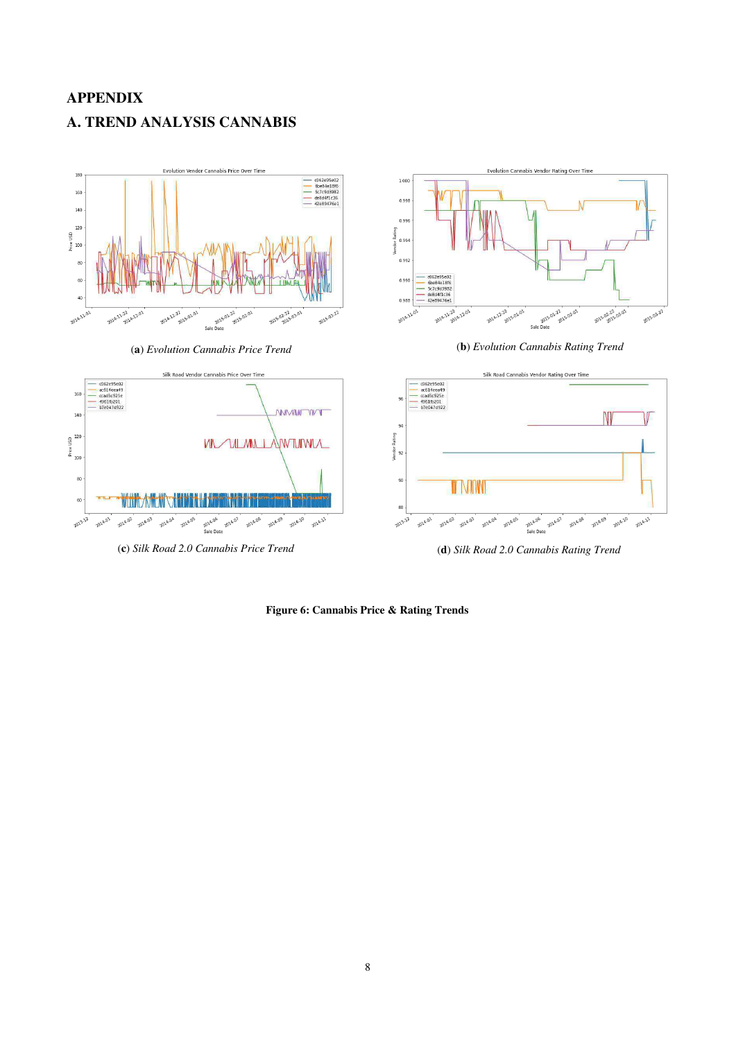# APPENDIX

## A. TREND ANALYSIS CANNABIS

(**a**) *Evolution Cannabis Price Trend*

(**b**) *Evolution Cannabis Rating Trend*

(**c**) *Silk Road 2.0 Cannabis Price Trend*

(**d**) *Silk Road 2.0 Cannabis Rating Trend*

**Figure 6: Cannabis Price & Rating Trends**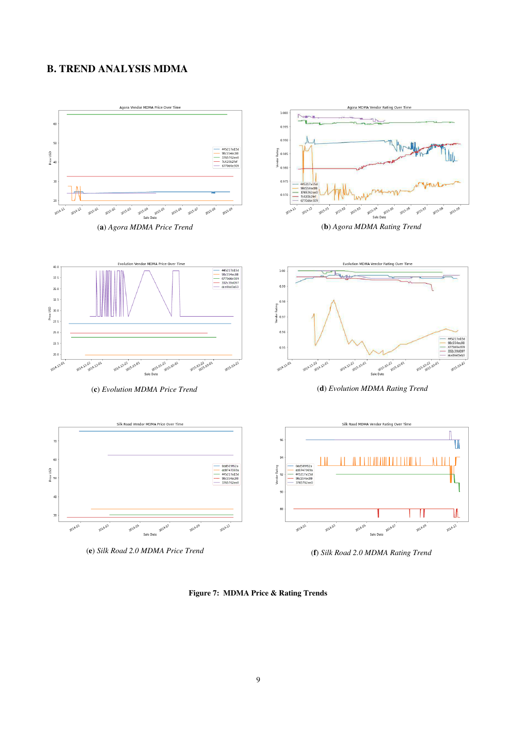## B. TREND ANALYSIS MDMA

Agora Vendor MDMA Price Over Time

Price USD

Sale Date

445217a15d
98c554ec88
3765762ee0
7c420b2fef
6770d6e309

(**a**) *Agora MDMA Price Trend*

Agora MDMA Vendor Rating Over Time

Vendor Rating

Sale Date

445217a15d
98c554ec88
3765762ee0
7c420b2fef
6770d6e309

(**b**) *Agora MDMA Rating Trend*

Evolution Vendor MDMA Price Over Time

Price USD

Sale Date

445217a15d
98c554ec88
6770d6e309
332c39d097
dce8bd3a53

(**c**) *Evolution MDMA Price Trend*

Evolution MDMA Vendor Rating Over Time

Vendor Rating

Sale Date

445217a15d
98c554ec88
6770d6e309
332c39d097
dce8bd3a53

(**d**) *Evolution MDMA Rating Trend*

Silk Road Vendor MDMA Price Over Time

Price USD

Sale Date

0dd509f62a
dd8747069a
445217a15d
98c554ec88
3765762ee0

(**e**) *Silk Road 2.0 MDMA Price Trend*

Silk Road MDMA Vendor Rating Over Time

Vendor Rating

Sale Date

0dd509f62a
dd8747069a
445217a15d
98c554ec88
3765762ee0

(**f**) *Silk Road 2.0 MDMA Rating Trend*

**Figure 7: MDMA Price & Rating Trends**